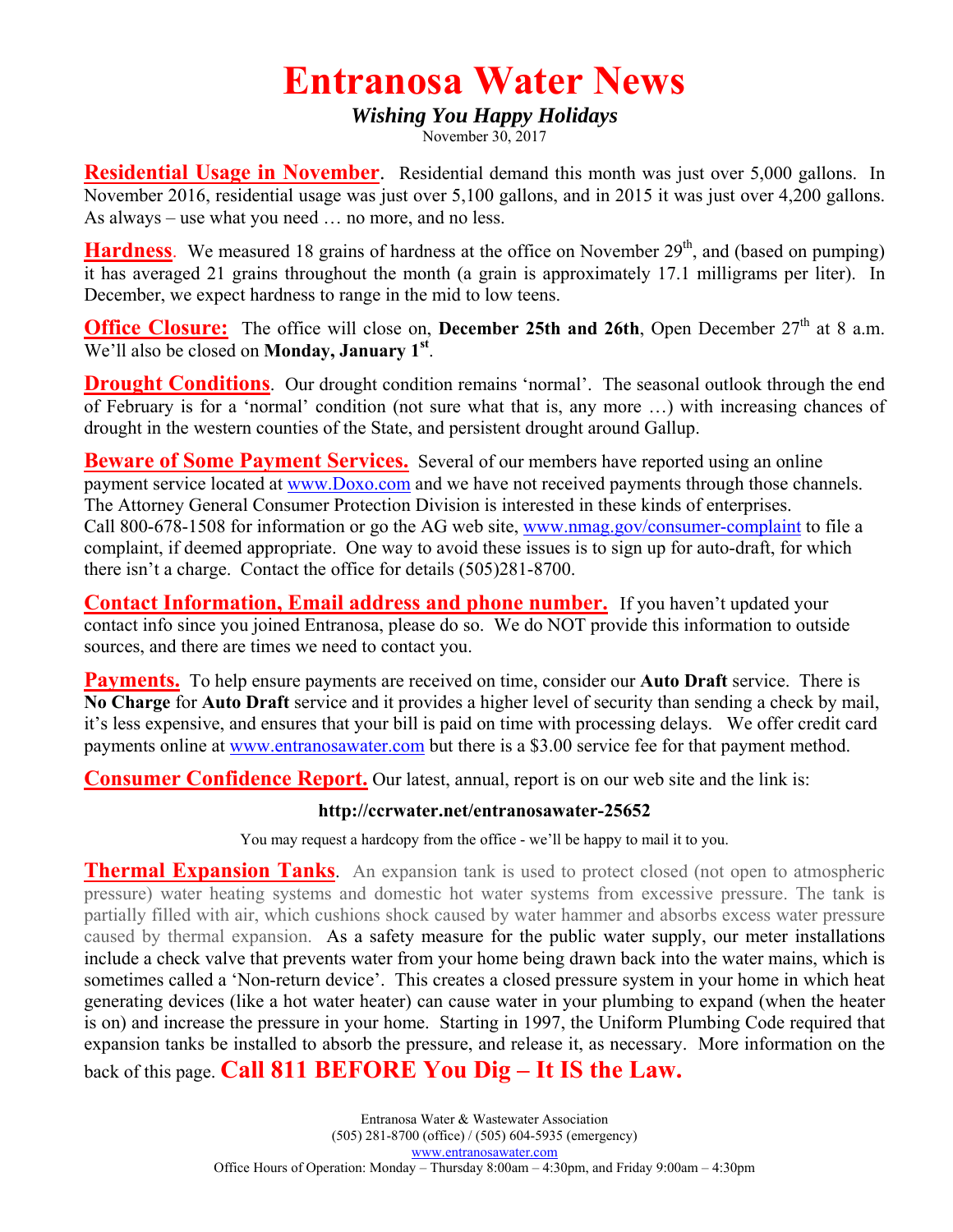# Entranosa Water News

***Wishing You Happy Holidays***

November 30, 2017

**Residential Usage in November**. Residential demand this month was just over 5,000 gallons. In November 2016, residential usage was just over 5,100 gallons, and in 2015 it was just over 4,200 gallons. As always – use what you need … no more, and no less.

**Hardness**. We measured 18 grains of hardness at the office on November 29th, and (based on pumping) it has averaged 21 grains throughout the month (a grain is approximately 17.1 milligrams per liter). In December, we expect hardness to range in the mid to low teens.

**Office Closure:** The office will close on, **December 25th and 26th**, Open December 27th at 8 a.m. We'll also be closed on **Monday, January 1st**.

**Drought Conditions**. Our drought condition remains 'normal'. The seasonal outlook through the end of February is for a 'normal' condition (not sure what that is, any more …) with increasing chances of drought in the western counties of the State, and persistent drought around Gallup.

**Beware of Some Payment Services.** Several of our members have reported using an online payment service located at www.Doxo.com and we have not received payments through those channels. The Attorney General Consumer Protection Division is interested in these kinds of enterprises. Call 800-678-1508 for information or go the AG web site, www.nmag.gov/consumer-complaint to file a complaint, if deemed appropriate. One way to avoid these issues is to sign up for auto-draft, for which there isn't a charge. Contact the office for details (505)281-8700.

**Contact Information, Email address and phone number.** If you haven't updated your contact info since you joined Entranosa, please do so. We do NOT provide this information to outside sources, and there are times we need to contact you.

**Payments.** To help ensure payments are received on time, consider our **Auto Draft** service. There is **No Charge** for **Auto Draft** service and it provides a higher level of security than sending a check by mail, it's less expensive, and ensures that your bill is paid on time with processing delays. We offer credit card payments online at www.entranosawater.com but there is a $3.00 service fee for that payment method.

**Consumer Confidence Report.** Our latest, annual, report is on our web site and the link is:

**http://ccrwater.net/entranosawater-25652**

You may request a hardcopy from the office - we'll be happy to mail it to you.

**Thermal Expansion Tanks**. An expansion tank is used to protect closed (not open to atmospheric pressure) water heating systems and domestic hot water systems from excessive pressure. The tank is partially filled with air, which cushions shock caused by water hammer and absorbs excess water pressure caused by thermal expansion. As a safety measure for the public water supply, our meter installations include a check valve that prevents water from your home being drawn back into the water mains, which is sometimes called a 'Non-return device'. This creates a closed pressure system in your home in which heat generating devices (like a hot water heater) can cause water in your plumbing to expand (when the heater is on) and increase the pressure in your home. Starting in 1997, the Uniform Plumbing Code required that expansion tanks be installed to absorb the pressure, and release it, as necessary. More information on the back of this page. **Call 811 BEFORE You Dig – It IS the Law.**

Entranosa Water & Wastewater Association
(505) 281-8700 (office) / (505) 604-5935 (emergency)
www.entranosawater.com
Office Hours of Operation: Monday – Thursday 8:00am – 4:30pm, and Friday 9:00am – 4:30pm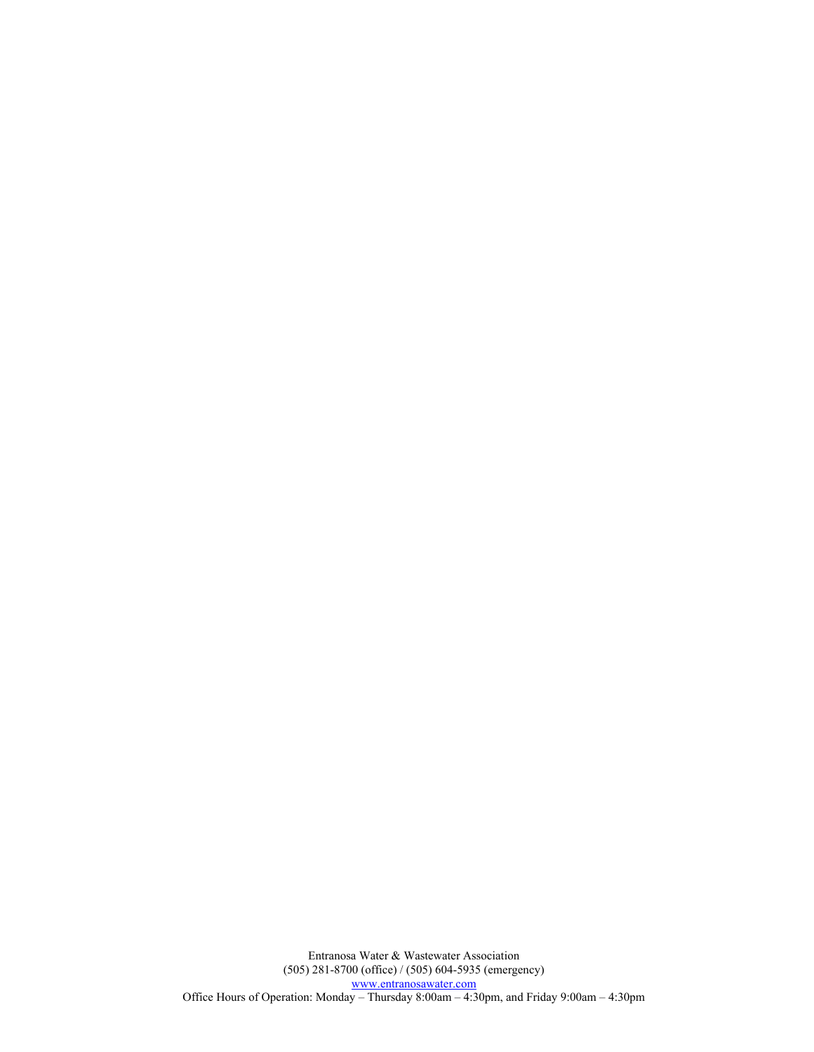Entranosa Water & Wastewater Association
(505) 281-8700 (office) / (505) 604-5935 (emergency)
www.entranosawater.com
Office Hours of Operation: Monday – Thursday 8:00am – 4:30pm, and Friday 9:00am – 4:30pm